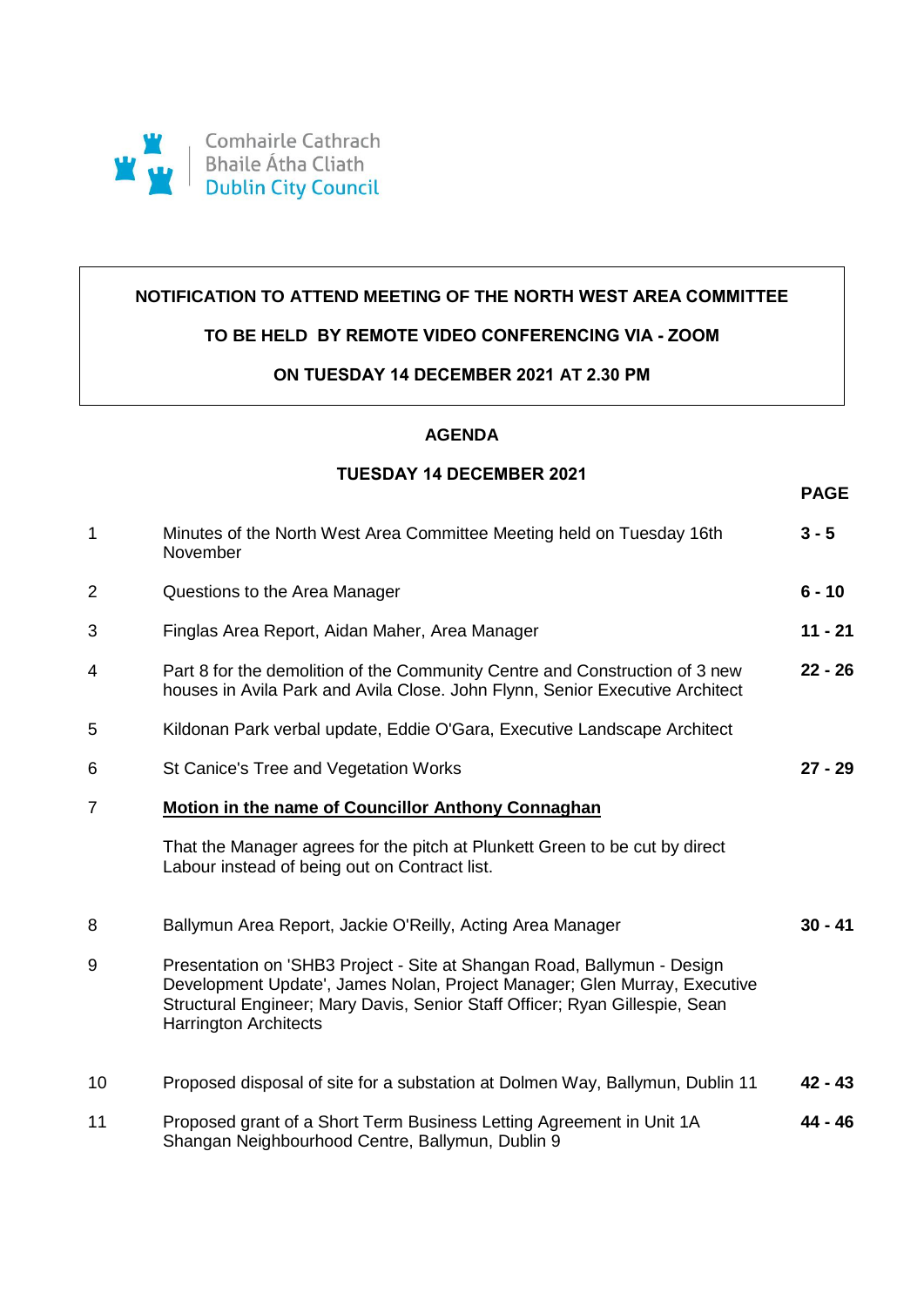Comhairle Cathrach
Bhaile Átha Cliath
Dublin City Council

**NOTIFICATION TO ATTEND MEETING OF THE NORTH WEST AREA COMMITTEE**

**TO BE HELD BY REMOTE VIDEO CONFERENCING VIA - ZOOM**

**ON TUESDAY 14 DECEMBER 2021 AT 2.30 PM**

## AGENDA

### TUESDAY 14 DECEMBER 2021

| | | **PAGE** |
|---|---|---|
| 1 | Minutes of the North West Area Committee Meeting held on Tuesday 16th November | **3 - 5** |
| 2 | Questions to the Area Manager | **6 - 10** |
| 3 | Finglas Area Report, Aidan Maher, Area Manager | **11 - 21** |
| 4 | Part 8 for the demolition of the Community Centre and Construction of 3 new houses in Avila Park and Avila Close. John Flynn, Senior Executive Architect | **22 - 26** |
| 5 | Kildonan Park verbal update, Eddie O'Gara, Executive Landscape Architect | |
| 6 | St Canice's Tree and Vegetation Works | **27 - 29** |
| 7 | **Motion in the name of Councillor Anthony Connaghan**<br><br>That the Manager agrees for the pitch at Plunkett Green to be cut by direct Labour instead of being out on Contract list. | |
| 8 | Ballymun Area Report, Jackie O'Reilly, Acting Area Manager | **30 - 41** |
| 9 | Presentation on 'SHB3 Project - Site at Shangan Road, Ballymun - Design Development Update', James Nolan, Project Manager; Glen Murray, Executive Structural Engineer; Mary Davis, Senior Staff Officer; Ryan Gillespie, Sean Harrington Architects | |
| 10 | Proposed disposal of site for a substation at Dolmen Way, Ballymun, Dublin 11 | **42 - 43** |
| 11 | Proposed grant of a Short Term Business Letting Agreement in Unit 1A Shangan Neighbourhood Centre, Ballymun, Dublin 9 | **44 - 46** |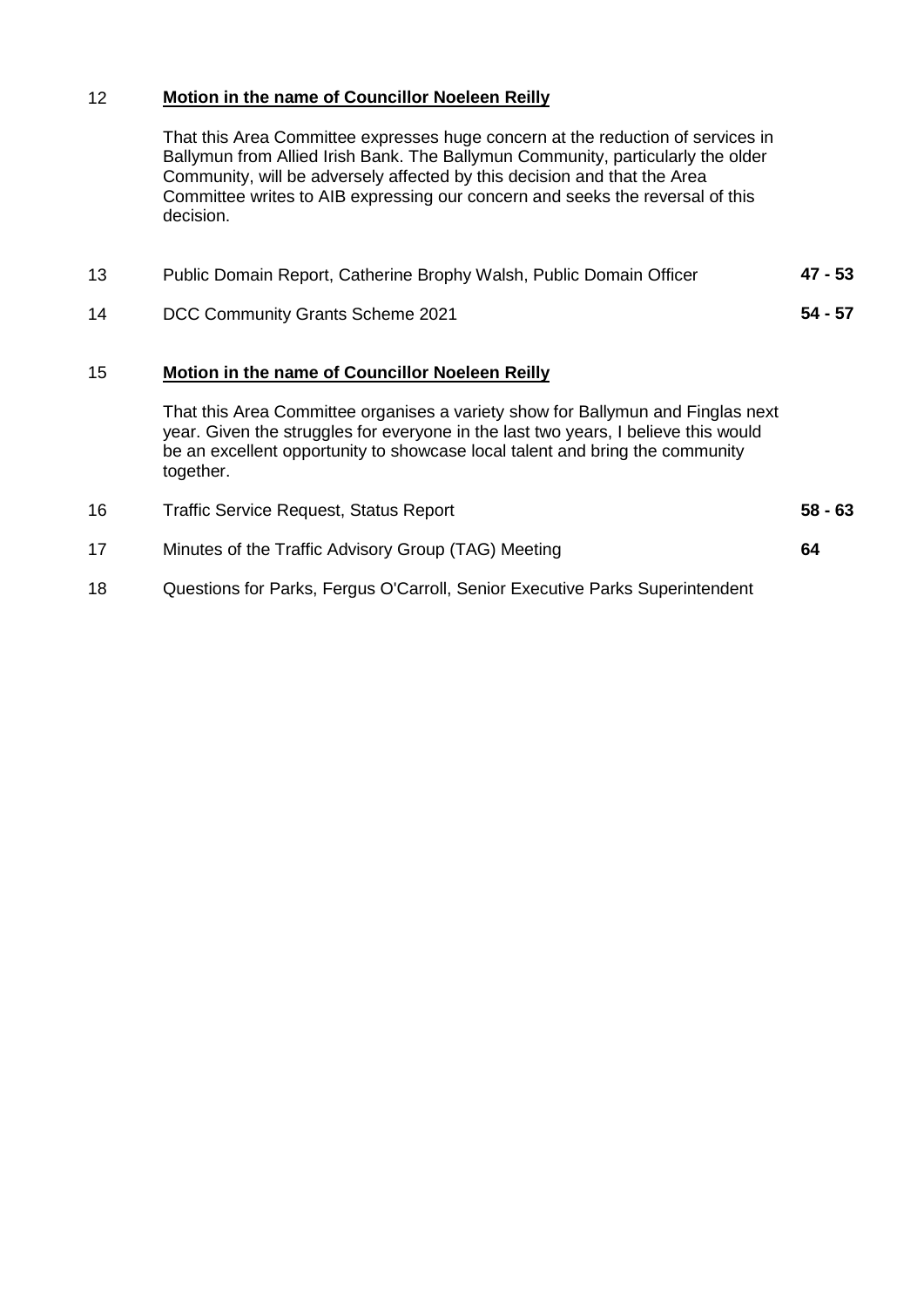12 **Motion in the name of Councillor Noeleen Reilly**

That this Area Committee expresses huge concern at the reduction of services in Ballymun from Allied Irish Bank. The Ballymun Community, particularly the older Community, will be adversely affected by this decision and that the Area Committee writes to AIB expressing our concern and seeks the reversal of this decision.

| | | |
|---|---|---|
| 13 | Public Domain Report, Catherine Brophy Walsh, Public Domain Officer | **47 - 53** |
| 14 | DCC Community Grants Scheme 2021 | **54 - 57** |

15 **Motion in the name of Councillor Noeleen Reilly**

That this Area Committee organises a variety show for Ballymun and Finglas next year. Given the struggles for everyone in the last two years, I believe this would be an excellent opportunity to showcase local talent and bring the community together.

| | | |
|---|---|---|
| 16 | Traffic Service Request, Status Report | **58 - 63** |
| 17 | Minutes of the Traffic Advisory Group (TAG) Meeting | **64** |
| 18 | Questions for Parks, Fergus O'Carroll, Senior Executive Parks Superintendent | |